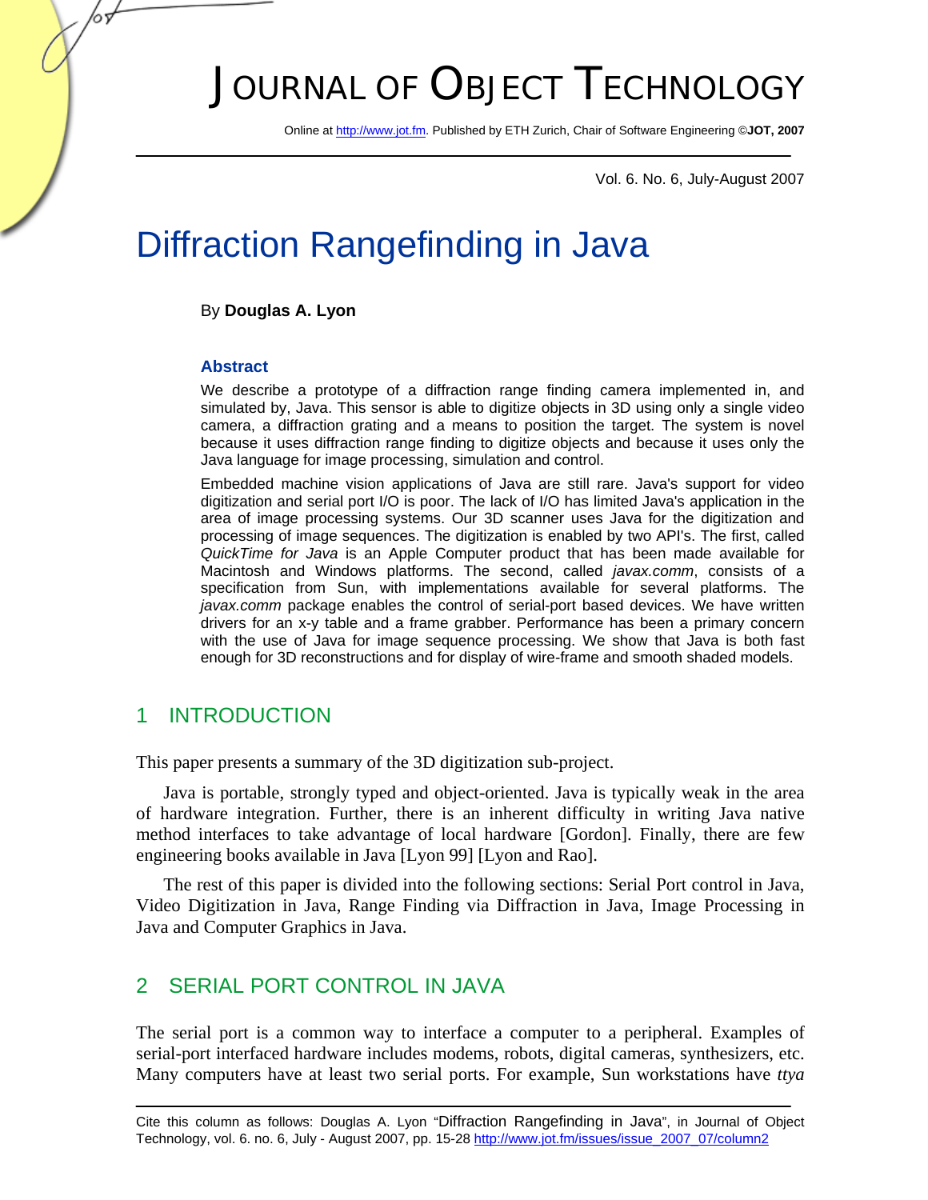# Diffraction Rangefinding in Java

By **Douglas A. Lyon**

### Abstract

We describe a prototype of a diffraction range finding camera implemented in, and simulated by, Java. This sensor is able to digitize objects in 3D using only a single video camera, a diffraction grating and a means to position the target. The system is novel because it uses diffraction range finding to digitize objects and because it uses only the Java language for image processing, simulation and control.

Embedded machine vision applications of Java are still rare. Java's support for video digitization and serial port I/O is poor. The lack of I/O has limited Java's application in the area of image processing systems. Our 3D scanner uses Java for the digitization and processing of image sequences. The digitization is enabled by two API's. The first, called *QuickTime for Java* is an Apple Computer product that has been made available for Macintosh and Windows platforms. The second, called *javax.comm*, consists of a specification from Sun, with implementations available for several platforms. The *javax.comm* package enables the control of serial-port based devices. We have written drivers for an x-y table and a frame grabber. Performance has been a primary concern with the use of Java for image sequence processing. We show that Java is both fast enough for 3D reconstructions and for display of wire-frame and smooth shaded models.

## 1 INTRODUCTION

This paper presents a summary of the 3D digitization sub-project.

Java is portable, strongly typed and object-oriented. Java is typically weak in the area of hardware integration. Further, there is an inherent difficulty in writing Java native method interfaces to take advantage of local hardware [Gordon]. Finally, there are few engineering books available in Java [Lyon 99] [Lyon and Rao].

The rest of this paper is divided into the following sections: Serial Port control in Java, Video Digitization in Java, Range Finding via Diffraction in Java, Image Processing in Java and Computer Graphics in Java.

## 2 SERIAL PORT CONTROL IN JAVA

The serial port is a common way to interface a computer to a peripheral. Examples of serial-port interfaced hardware includes modems, robots, digital cameras, synthesizers, etc. Many computers have at least two serial ports. For example, Sun workstations have *ttya*

Cite this column as follows: Douglas A. Lyon "Diffraction Rangefinding in Java", in Journal of Object Technology, vol. 6. no. 6, July - August 2007, pp. 15-28 http://www.jot.fm/issues/issue_2007_07/column2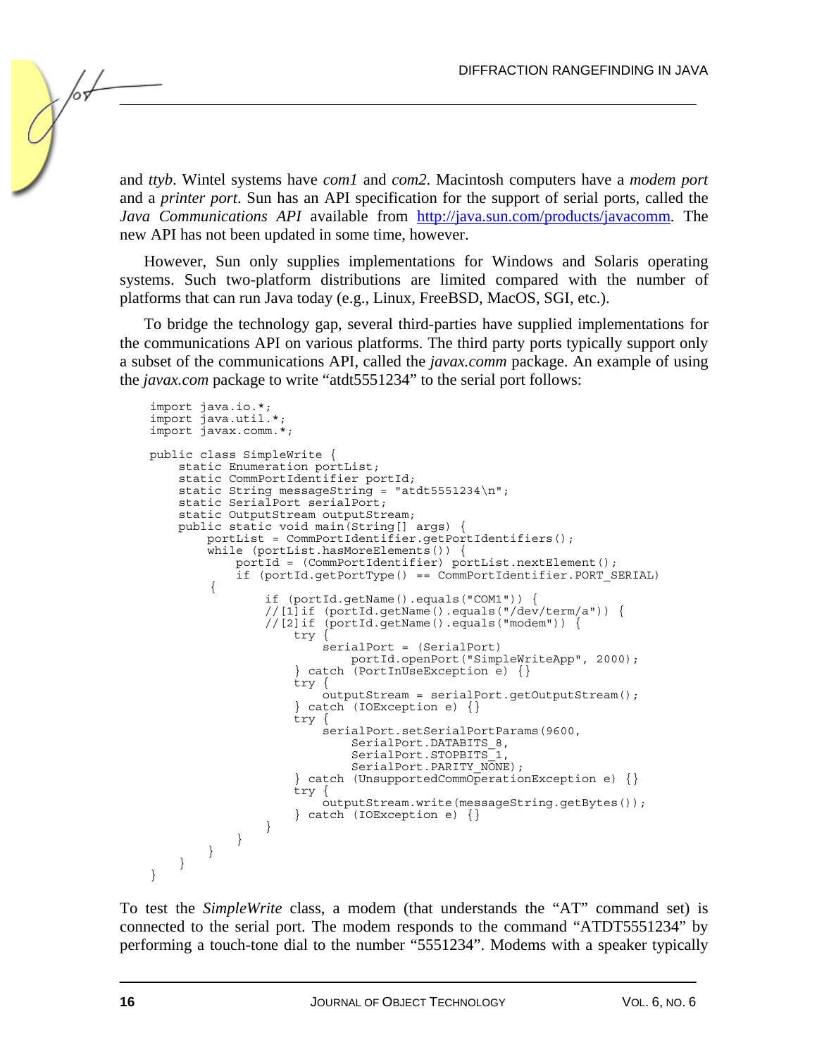and *ttyb*. Wintel systems have *com1* and *com2*. Macintosh computers have a *modem port* and a *printer port*. Sun has an API specification for the support of serial ports, called the *Java Communications API* available from http://java.sun.com/products/javacomm. The new API has not been updated in some time, however.

However, Sun only supplies implementations for Windows and Solaris operating systems. Such two-platform distributions are limited compared with the number of platforms that can run Java today (e.g., Linux, FreeBSD, MacOS, SGI, etc.).

To bridge the technology gap, several third-parties have supplied implementations for the communications API on various platforms. The third party ports typically support only a subset of the communications API, called the *javax.comm* package. An example of using the *javax.com* package to write "atdt5551234" to the serial port follows:

```
import java.io.*;
import java.util.*;
import javax.comm.*;

public class SimpleWrite {
    static Enumeration portList;
    static CommPortIdentifier portId;
    static String messageString = "atdt5551234\n";
    static SerialPort serialPort;
    static OutputStream outputStream;
    public static void main(String[] args) {
        portList = CommPortIdentifier.getPortIdentifiers();
        while (portList.hasMoreElements()) {
            portId = (CommPortIdentifier) portList.nextElement();
            if (portId.getPortType() == CommPortIdentifier.PORT_SERIAL)
        {
                if (portId.getName().equals("COM1")) {
                //[1]if (portId.getName().equals("/dev/term/a")) {
                //[2]if (portId.getName().equals("modem")) {
                    try {
                        serialPort = (SerialPort)
                            portId.openPort("SimpleWriteApp", 2000);
                    } catch (PortInUseException e) {}
                    try {
                        outputStream = serialPort.getOutputStream();
                    } catch (IOException e) {}
                    try {
                        serialPort.setSerialPortParams(9600,
                            SerialPort.DATABITS_8,
                            SerialPort.STOPBITS_1,
                            SerialPort.PARITY_NONE);
                    } catch (UnsupportedCommOperationException e) {}
                    try {
                        outputStream.write(messageString.getBytes());
                    } catch (IOException e) {}
                }
            }
        }
    }
}
```

To test the *SimpleWrite* class, a modem (that understands the "AT" command set) is connected to the serial port. The modem responds to the command "ATDT5551234" by performing a touch-tone dial to the number "5551234". Modems with a speaker typically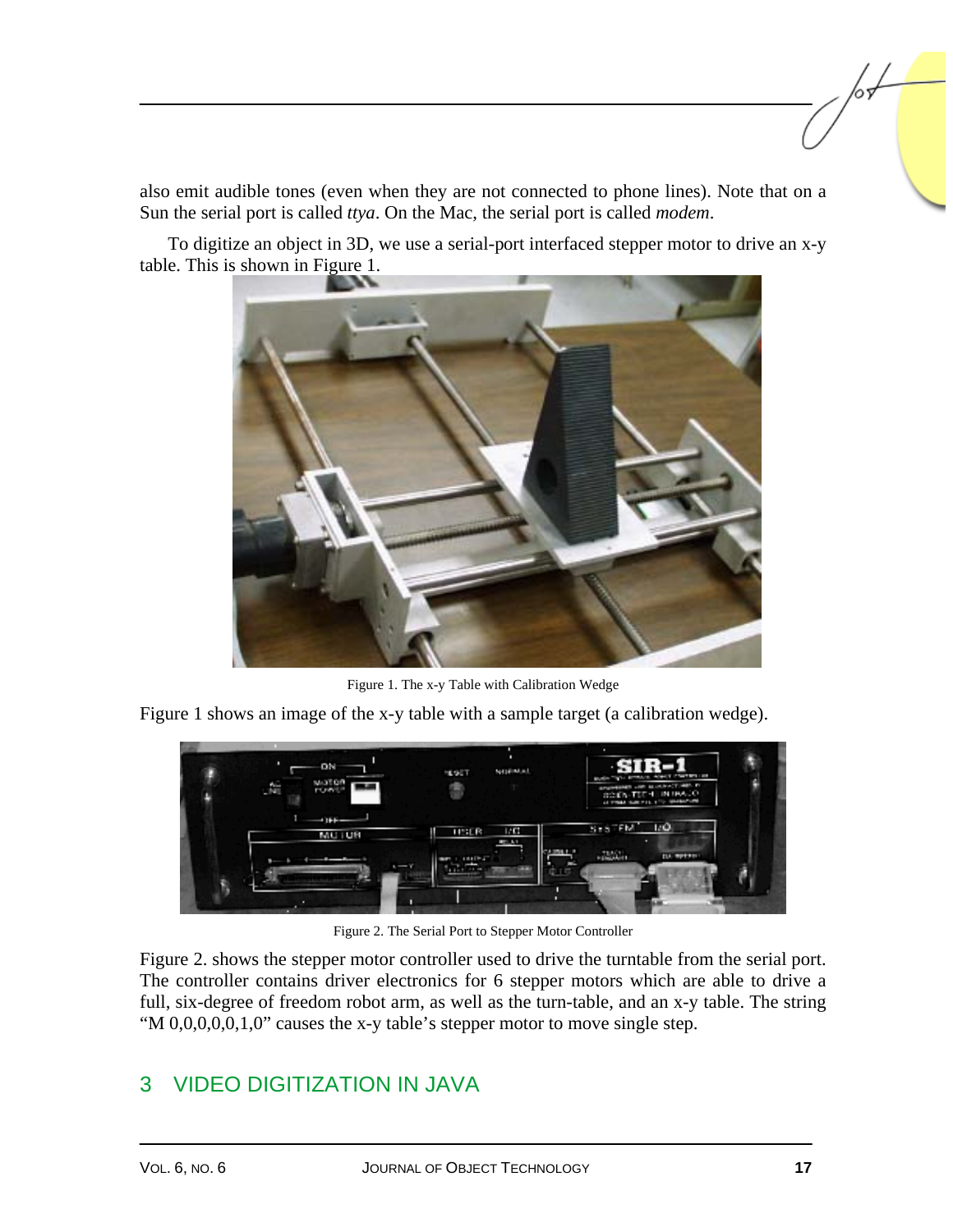also emit audible tones (even when they are not connected to phone lines). Note that on a Sun the serial port is called *ttya*. On the Mac, the serial port is called *modem*.

To digitize an object in 3D, we use a serial-port interfaced stepper motor to drive an x-y table. This is shown in Figure 1.

Figure 1. The x-y Table with Calibration Wedge

Figure 1 shows an image of the x-y table with a sample target (a calibration wedge).

Figure 2. The Serial Port to Stepper Motor Controller

Figure 2. shows the stepper motor controller used to drive the turntable from the serial port. The controller contains driver electronics for 6 stepper motors which are able to drive a full, six-degree of freedom robot arm, as well as the turn-table, and an x-y table. The string "M 0,0,0,0,0,1,0" causes the x-y table's stepper motor to move single step.

## 3 VIDEO DIGITIZATION IN JAVA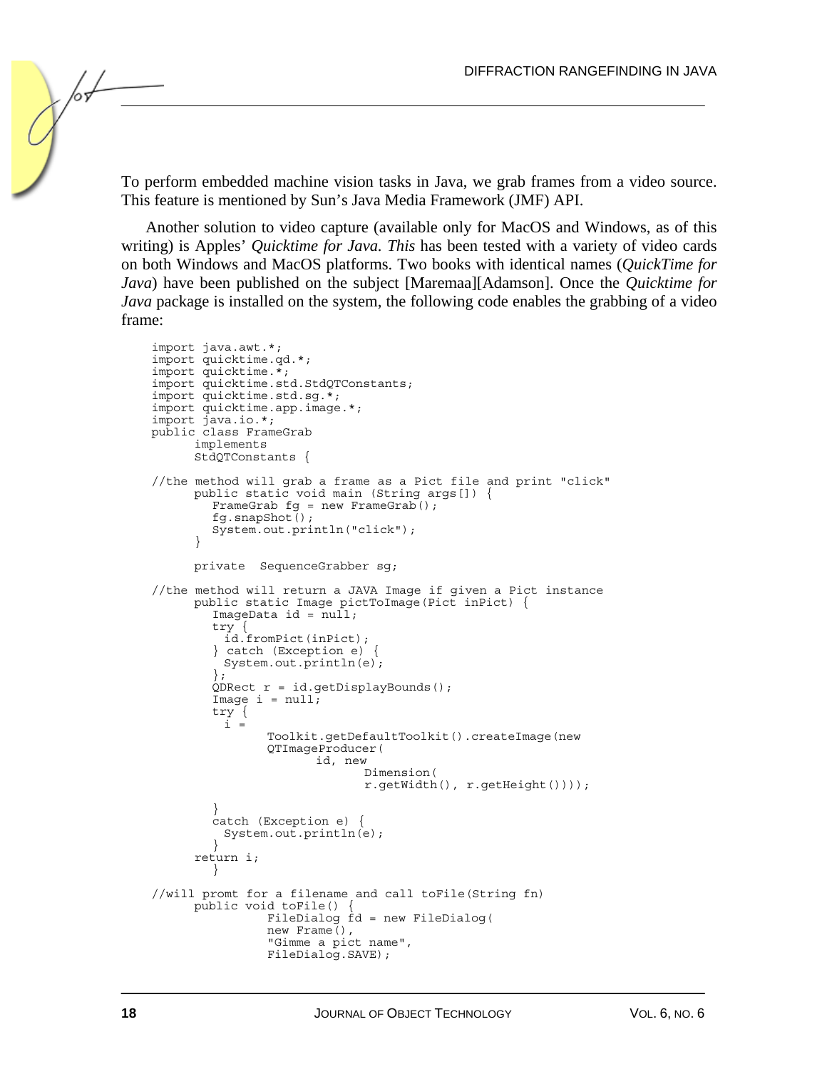To perform embedded machine vision tasks in Java, we grab frames from a video source. This feature is mentioned by Sun's Java Media Framework (JMF) API.

Another solution to video capture (available only for MacOS and Windows, as of this writing) is Apples' *Quicktime for Java. This* has been tested with a variety of video cards on both Windows and MacOS platforms. Two books with identical names (*QuickTime for Java*) have been published on the subject [Maremaa][Adamson]. Once the *Quicktime for Java* package is installed on the system, the following code enables the grabbing of a video frame:

```
import java.awt.*;
import quicktime.qd.*;
import quicktime.*;
import quicktime.std.StdQTConstants;
import quicktime.std.sg.*;
import quicktime.app.image.*;
import java.io.*;
public class FrameGrab
      implements
      StdQTConstants {

//the method will grab a frame as a Pict file and print "click"
      public static void main (String args[]) {
         FrameGrab fg = new FrameGrab();
         fg.snapShot();
         System.out.println("click");
      }

      private  SequenceGrabber sg;

//the method will return a JAVA Image if given a Pict instance
      public static Image pictToImage(Pict inPict) {
         ImageData id = null;
         try {
           id.fromPict(inPict);
         } catch (Exception e) {
           System.out.println(e);
         };
         QDRect r = id.getDisplayBounds();
         Image i = null;
         try {
           i =
                 Toolkit.getDefaultToolkit().createImage(new
                 QTImageProducer(
                        id, new
                              Dimension(
                              r.getWidth(), r.getHeight())));

         }
         catch (Exception e) {
           System.out.println(e);
         }
      return i;
         }

//will promt for a filename and call toFile(String fn)
      public void toFile() {
                 FileDialog fd = new FileDialog(
                 new Frame(),
                 "Gimme a pict name",
                 FileDialog.SAVE);
```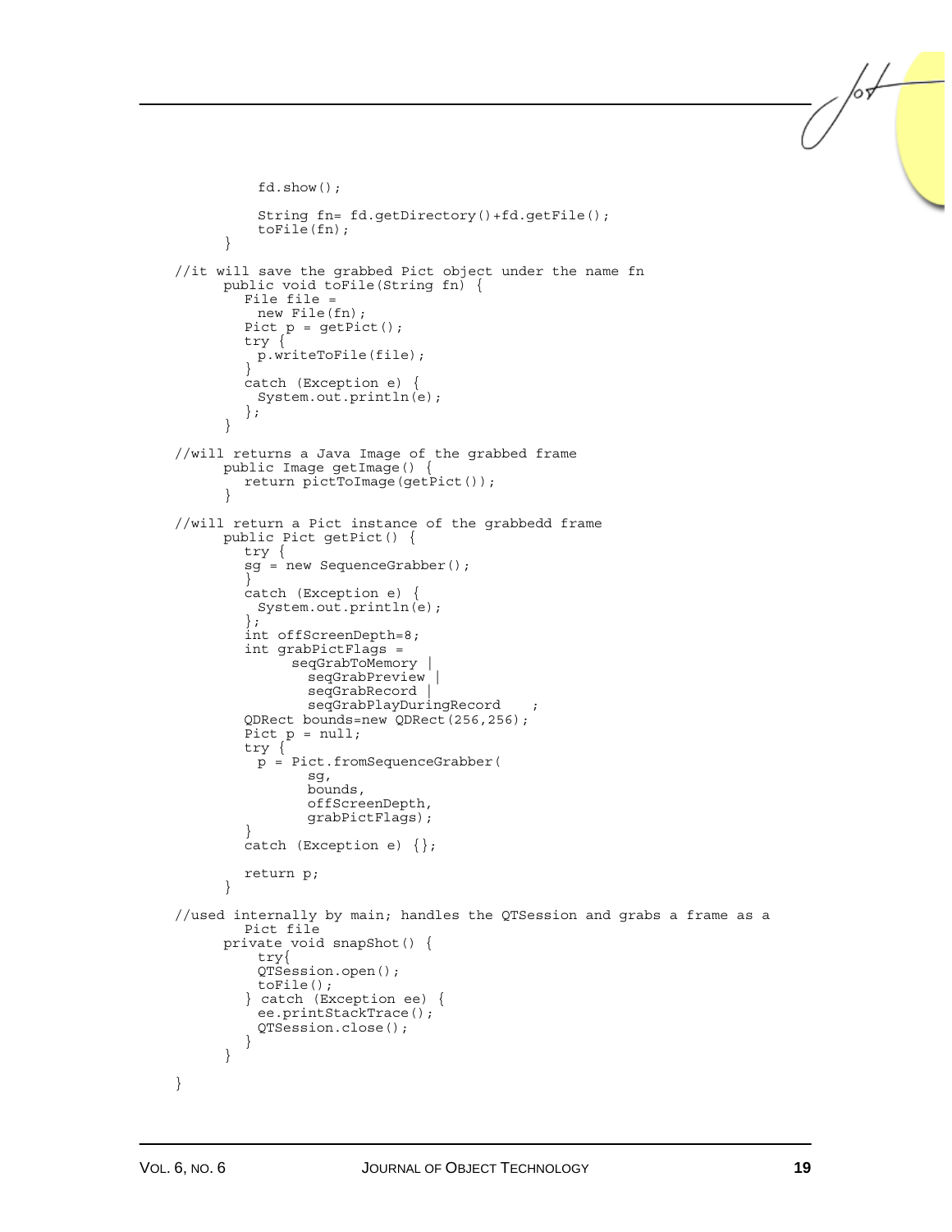```
          fd.show();

          String fn= fd.getDirectory()+fd.getFile();
          toFile(fn);
      }

  //it will save the grabbed Pict object under the name fn
      public void toFile(String fn) {
         File file =
           new File(fn);
         Pict p = getPict();
         try {
           p.writeToFile(file);
         }
         catch (Exception e) {
           System.out.println(e);
         };
      }

  //will returns a Java Image of the grabbed frame
      public Image getImage() {
         return pictToImage(getPict());
      }

  //will return a Pict instance of the grabbedd frame
      public Pict getPict() {
         try {
         sg = new SequenceGrabber();
         }
         catch (Exception e) {
           System.out.println(e);
         };
         int offScreenDepth=8;
         int grabPictFlags =
              seqGrabToMemory |
                seqGrabPreview |
                seqGrabRecord |
                seqGrabPlayDuringRecord    ;
         QDRect bounds=new QDRect(256,256);
         Pict p = null;
         try {
           p = Pict.fromSequenceGrabber(
                sg,
                bounds,
                offScreenDepth,
                grabPictFlags);
         }
         catch (Exception e) {};

         return p;
      }

  //used internally by main; handles the QTSession and grabs a frame as a
         Pict file
      private void snapShot() {
          try{
          QTSession.open();
          toFile();
         } catch (Exception ee) {
           ee.printStackTrace();
           QTSession.close();
         }
      }

  }
```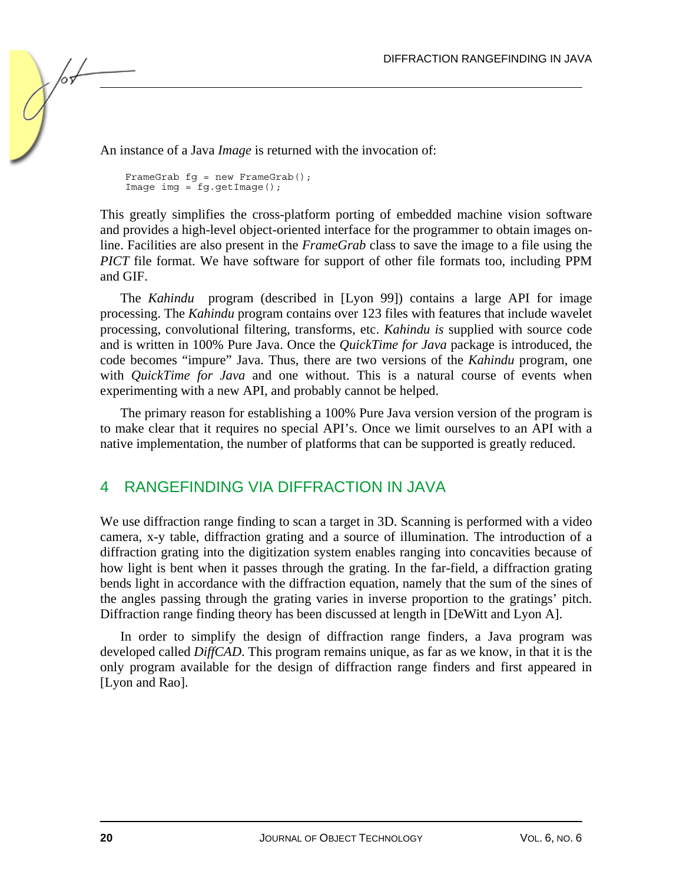An instance of a Java *Image* is returned with the invocation of:

```
FrameGrab fg = new FrameGrab();
Image img = fg.getImage();
```

This greatly simplifies the cross-platform porting of embedded machine vision software and provides a high-level object-oriented interface for the programmer to obtain images on-line. Facilities are also present in the *FrameGrab* class to save the image to a file using the *PICT* file format. We have software for support of other file formats too, including PPM and GIF.

The *Kahindu* program (described in [Lyon 99]) contains a large API for image processing. The *Kahindu* program contains over 123 files with features that include wavelet processing, convolutional filtering, transforms, etc. *Kahindu is* supplied with source code and is written in 100% Pure Java. Once the *QuickTime for Java* package is introduced, the code becomes "impure" Java. Thus, there are two versions of the *Kahindu* program, one with *QuickTime for Java* and one without. This is a natural course of events when experimenting with a new API, and probably cannot be helped.

The primary reason for establishing a 100% Pure Java version version of the program is to make clear that it requires no special API's. Once we limit ourselves to an API with a native implementation, the number of platforms that can be supported is greatly reduced.

## 4 RANGEFINDING VIA DIFFRACTION IN JAVA

We use diffraction range finding to scan a target in 3D. Scanning is performed with a video camera, x-y table, diffraction grating and a source of illumination. The introduction of a diffraction grating into the digitization system enables ranging into concavities because of how light is bent when it passes through the grating. In the far-field, a diffraction grating bends light in accordance with the diffraction equation, namely that the sum of the sines of the angles passing through the grating varies in inverse proportion to the gratings' pitch. Diffraction range finding theory has been discussed at length in [DeWitt and Lyon A].

In order to simplify the design of diffraction range finders, a Java program was developed called *DiffCAD*. This program remains unique, as far as we know, in that it is the only program available for the design of diffraction range finders and first appeared in [Lyon and Rao].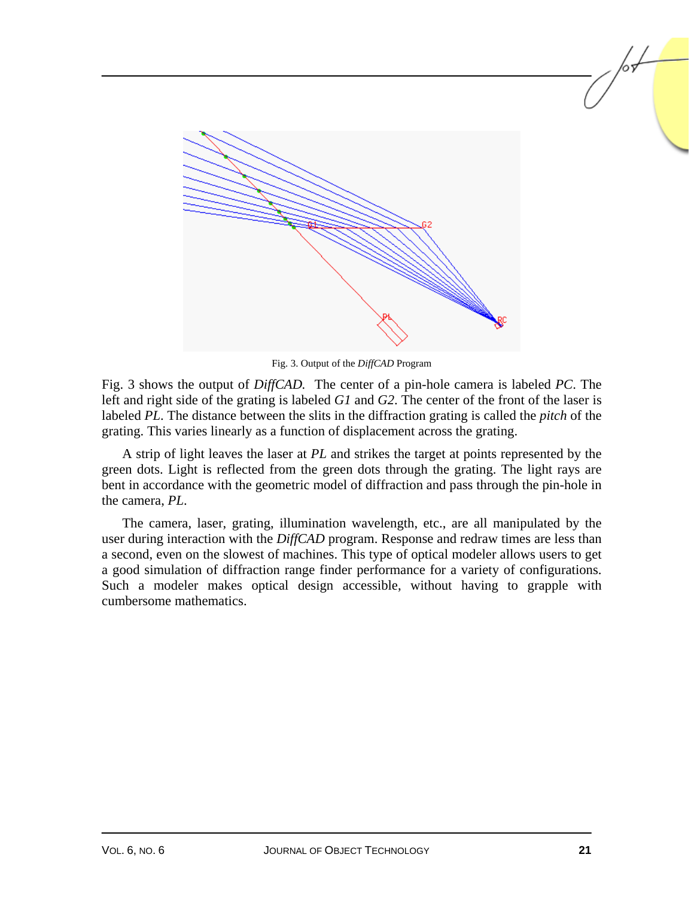Fig. 3. Output of the *DiffCAD* Program

Fig. 3 shows the output of *DiffCAD.* The center of a pin-hole camera is labeled *PC*. The left and right side of the grating is labeled *G1* and *G2*. The center of the front of the laser is labeled *PL*. The distance between the slits in the diffraction grating is called the *pitch* of the grating. This varies linearly as a function of displacement across the grating.

A strip of light leaves the laser at *PL* and strikes the target at points represented by the green dots. Light is reflected from the green dots through the grating. The light rays are bent in accordance with the geometric model of diffraction and pass through the pin-hole in the camera, *PL*.

The camera, laser, grating, illumination wavelength, etc., are all manipulated by the user during interaction with the *DiffCAD* program. Response and redraw times are less than a second, even on the slowest of machines. This type of optical modeler allows users to get a good simulation of diffraction range finder performance for a variety of configurations. Such a modeler makes optical design accessible, without having to grapple with cumbersome mathematics.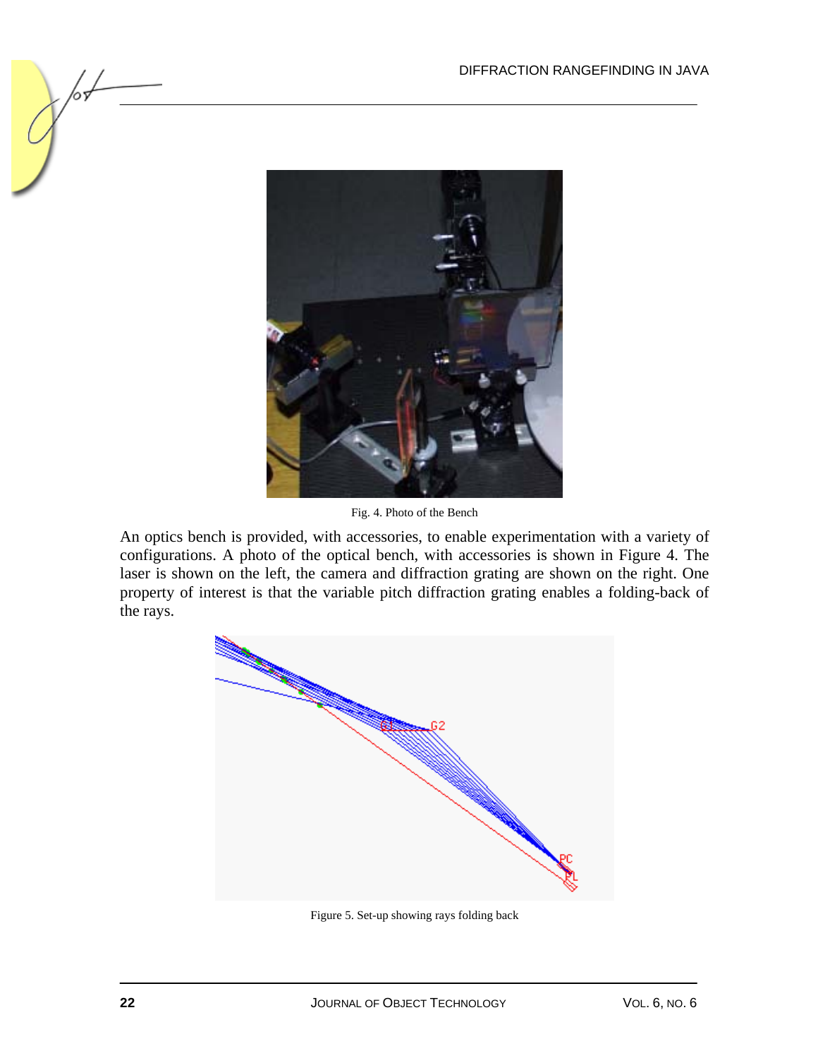Fig. 4. Photo of the Bench

An optics bench is provided, with accessories, to enable experimentation with a variety of configurations. A photo of the optical bench, with accessories is shown in Figure 4. The laser is shown on the left, the camera and diffraction grating are shown on the right. One property of interest is that the variable pitch diffraction grating enables a folding-back of the rays.

Figure 5. Set-up showing rays folding back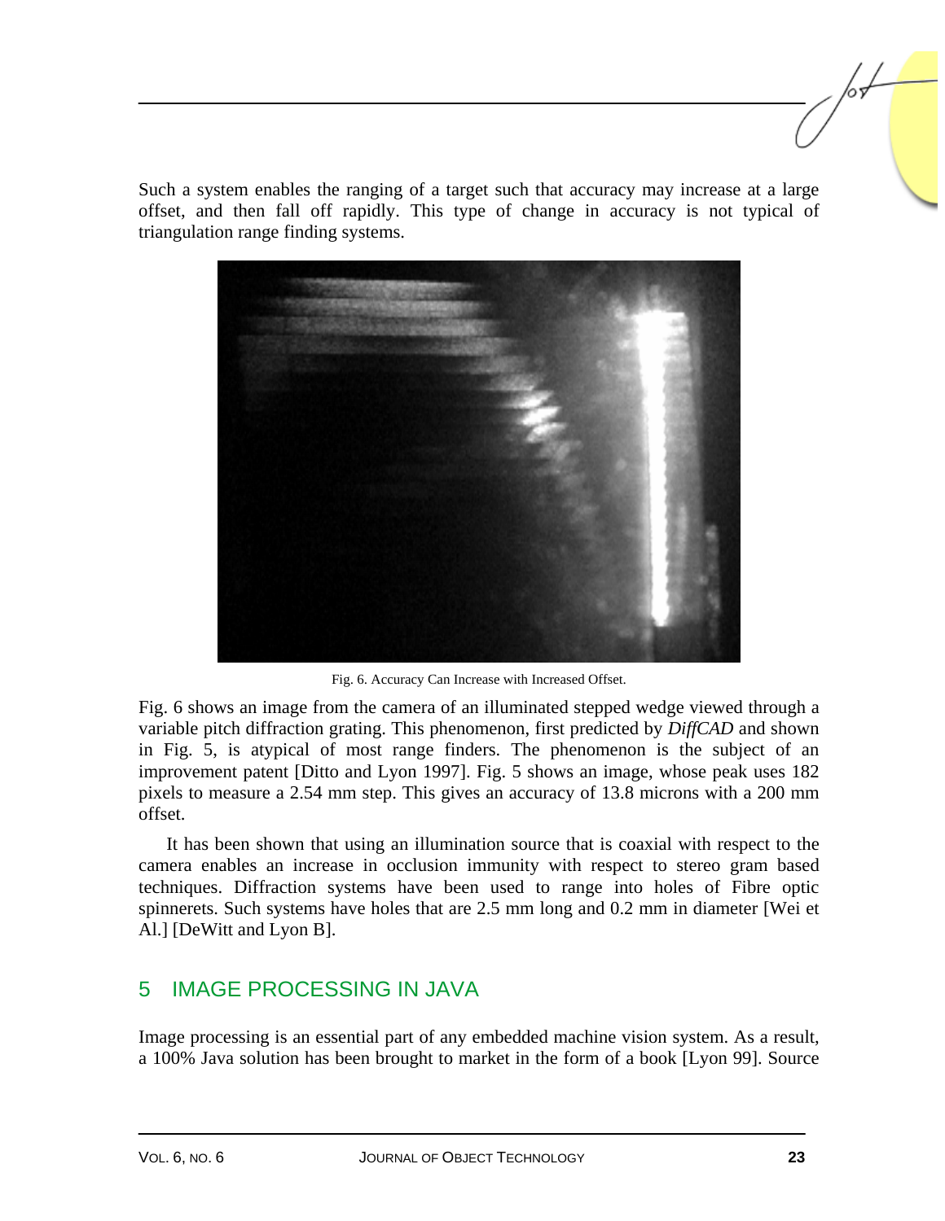Such a system enables the ranging of a target such that accuracy may increase at a large offset, and then fall off rapidly. This type of change in accuracy is not typical of triangulation range finding systems.

Fig. 6. Accuracy Can Increase with Increased Offset.

Fig. 6 shows an image from the camera of an illuminated stepped wedge viewed through a variable pitch diffraction grating. This phenomenon, first predicted by *DiffCAD* and shown in Fig. 5, is atypical of most range finders. The phenomenon is the subject of an improvement patent [Ditto and Lyon 1997]. Fig. 5 shows an image, whose peak uses 182 pixels to measure a 2.54 mm step. This gives an accuracy of 13.8 microns with a 200 mm offset.

It has been shown that using an illumination source that is coaxial with respect to the camera enables an increase in occlusion immunity with respect to stereo gram based techniques. Diffraction systems have been used to range into holes of Fibre optic spinnerets. Such systems have holes that are 2.5 mm long and 0.2 mm in diameter [Wei et Al.] [DeWitt and Lyon B].

## 5 IMAGE PROCESSING IN JAVA

Image processing is an essential part of any embedded machine vision system. As a result, a 100% Java solution has been brought to market in the form of a book [Lyon 99]. Source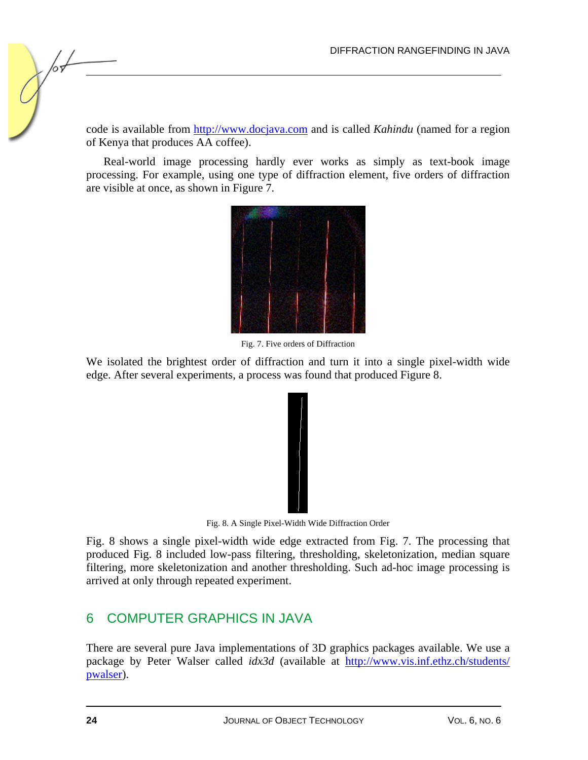code is available from http://www.docjava.com and is called *Kahindu* (named for a region of Kenya that produces AA coffee).

Real-world image processing hardly ever works as simply as text-book image processing. For example, using one type of diffraction element, five orders of diffraction are visible at once, as shown in Figure 7.

Fig. 7. Five orders of Diffraction

We isolated the brightest order of diffraction and turn it into a single pixel-width wide edge. After several experiments, a process was found that produced Figure 8.

Fig. 8. A Single Pixel-Width Wide Diffraction Order

Fig. 8 shows a single pixel-width wide edge extracted from Fig. 7. The processing that produced Fig. 8 included low-pass filtering, thresholding, skeletonization, median square filtering, more skeletonization and another thresholding. Such ad-hoc image processing is arrived at only through repeated experiment.

## 6 COMPUTER GRAPHICS IN JAVA

There are several pure Java implementations of 3D graphics packages available. We use a package by Peter Walser called *idx3d* (available at http://www.vis.inf.ethz.ch/students/pwalser).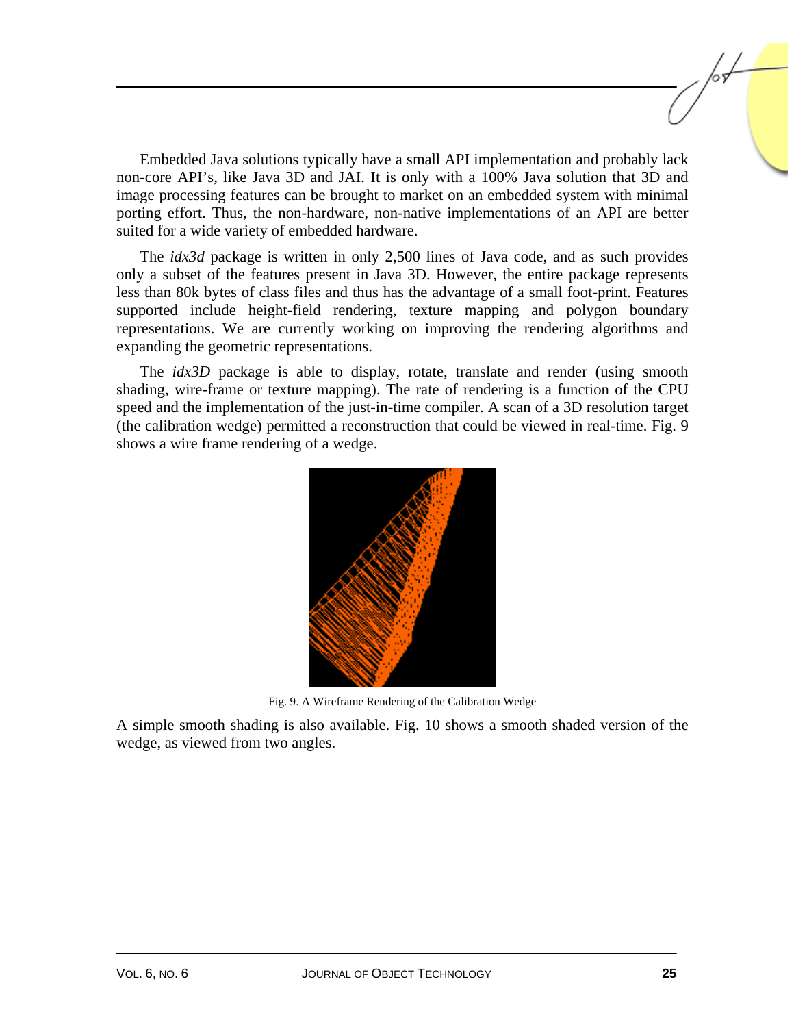Embedded Java solutions typically have a small API implementation and probably lack non-core API's, like Java 3D and JAI. It is only with a 100% Java solution that 3D and image processing features can be brought to market on an embedded system with minimal porting effort. Thus, the non-hardware, non-native implementations of an API are better suited for a wide variety of embedded hardware.

The *idx3d* package is written in only 2,500 lines of Java code, and as such provides only a subset of the features present in Java 3D. However, the entire package represents less than 80k bytes of class files and thus has the advantage of a small foot-print. Features supported include height-field rendering, texture mapping and polygon boundary representations. We are currently working on improving the rendering algorithms and expanding the geometric representations.

The *idx3D* package is able to display, rotate, translate and render (using smooth shading, wire-frame or texture mapping). The rate of rendering is a function of the CPU speed and the implementation of the just-in-time compiler. A scan of a 3D resolution target (the calibration wedge) permitted a reconstruction that could be viewed in real-time. Fig. 9 shows a wire frame rendering of a wedge.

Fig. 9. A Wireframe Rendering of the Calibration Wedge

A simple smooth shading is also available. Fig. 10 shows a smooth shaded version of the wedge, as viewed from two angles.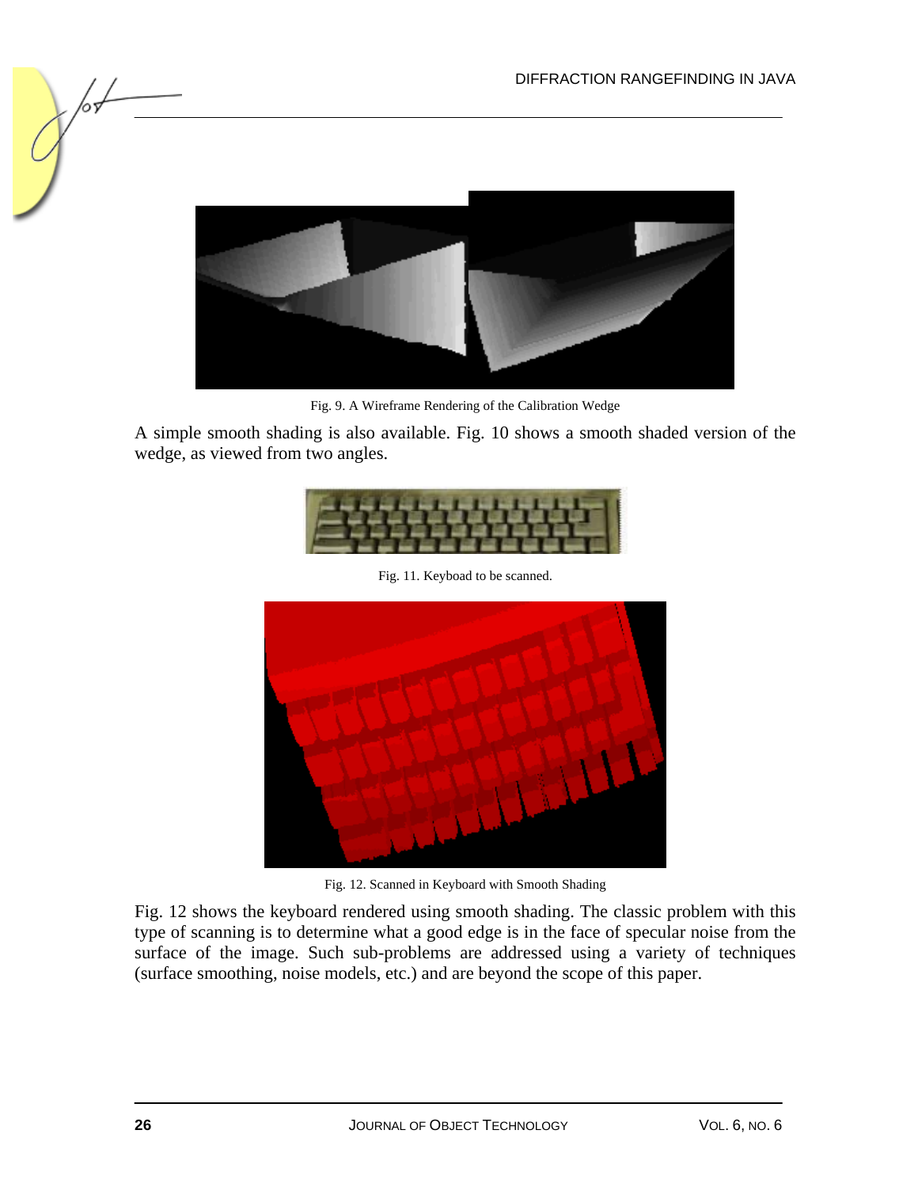Fig. 9. A Wireframe Rendering of the Calibration Wedge

A simple smooth shading is also available. Fig. 10 shows a smooth shaded version of the wedge, as viewed from two angles.

Fig. 11. Keyboad to be scanned.

Fig. 12. Scanned in Keyboard with Smooth Shading

Fig. 12 shows the keyboard rendered using smooth shading. The classic problem with this type of scanning is to determine what a good edge is in the face of specular noise from the surface of the image. Such sub-problems are addressed using a variety of techniques (surface smoothing, noise models, etc.) and are beyond the scope of this paper.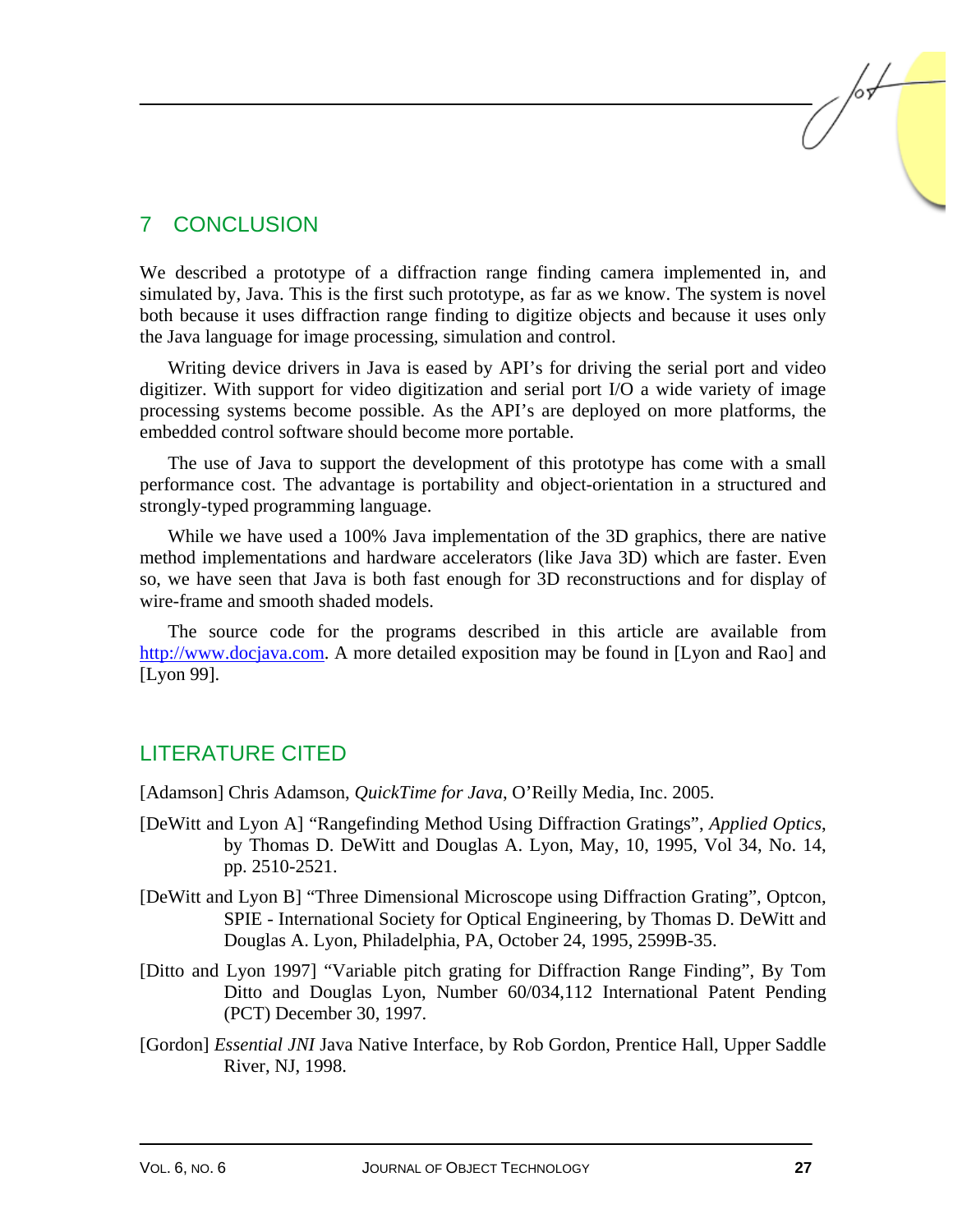## 7 CONCLUSION

We described a prototype of a diffraction range finding camera implemented in, and simulated by, Java. This is the first such prototype, as far as we know. The system is novel both because it uses diffraction range finding to digitize objects and because it uses only the Java language for image processing, simulation and control.

Writing device drivers in Java is eased by API's for driving the serial port and video digitizer. With support for video digitization and serial port I/O a wide variety of image processing systems become possible. As the API's are deployed on more platforms, the embedded control software should become more portable.

The use of Java to support the development of this prototype has come with a small performance cost. The advantage is portability and object-orientation in a structured and strongly-typed programming language.

While we have used a 100% Java implementation of the 3D graphics, there are native method implementations and hardware accelerators (like Java 3D) which are faster. Even so, we have seen that Java is both fast enough for 3D reconstructions and for display of wire-frame and smooth shaded models.

The source code for the programs described in this article are available from http://www.docjava.com. A more detailed exposition may be found in [Lyon and Rao] and [Lyon 99].

## LITERATURE CITED

[Adamson] Chris Adamson, *QuickTime for Java*, O'Reilly Media, Inc. 2005.

[DeWitt and Lyon A] "Rangefinding Method Using Diffraction Gratings", *Applied Optics*, by Thomas D. DeWitt and Douglas A. Lyon, May, 10, 1995, Vol 34, No. 14, pp. 2510-2521.

[DeWitt and Lyon B] "Three Dimensional Microscope using Diffraction Grating", Optcon, SPIE - International Society for Optical Engineering, by Thomas D. DeWitt and Douglas A. Lyon, Philadelphia, PA, October 24, 1995, 2599B-35.

[Ditto and Lyon 1997] "Variable pitch grating for Diffraction Range Finding", By Tom Ditto and Douglas Lyon, Number 60/034,112 International Patent Pending (PCT) December 30, 1997.

[Gordon] *Essential JNI* Java Native Interface, by Rob Gordon, Prentice Hall, Upper Saddle River, NJ, 1998.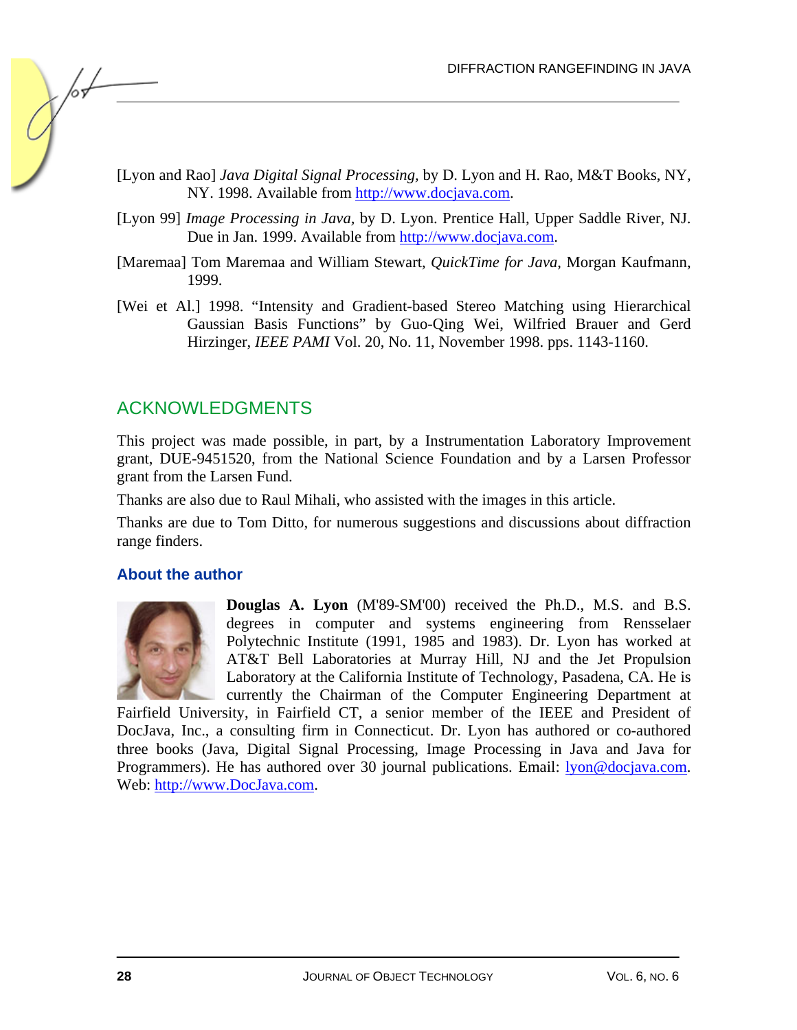[Lyon and Rao] *Java Digital Signal Processing*, by D. Lyon and H. Rao, M&T Books, NY, NY. 1998. Available from http://www.docjava.com.

[Lyon 99] *Image Processing in Java*, by D. Lyon. Prentice Hall, Upper Saddle River, NJ. Due in Jan. 1999. Available from http://www.docjava.com.

[Maremaa] Tom Maremaa and William Stewart, *QuickTime for Java*, Morgan Kaufmann, 1999.

[Wei et Al.] 1998. "Intensity and Gradient-based Stereo Matching using Hierarchical Gaussian Basis Functions" by Guo-Qing Wei, Wilfried Brauer and Gerd Hirzinger, *IEEE PAMI* Vol. 20, No. 11, November 1998. pps. 1143-1160.

## ACKNOWLEDGMENTS

This project was made possible, in part, by a Instrumentation Laboratory Improvement grant, DUE-9451520, from the National Science Foundation and by a Larsen Professor grant from the Larsen Fund.

Thanks are also due to Raul Mihali, who assisted with the images in this article.

Thanks are due to Tom Ditto, for numerous suggestions and discussions about diffraction range finders.

### About the author

**Douglas A. Lyon** (M'89-SM'00) received the Ph.D., M.S. and B.S. degrees in computer and systems engineering from Rensselaer Polytechnic Institute (1991, 1985 and 1983). Dr. Lyon has worked at AT&T Bell Laboratories at Murray Hill, NJ and the Jet Propulsion Laboratory at the California Institute of Technology, Pasadena, CA. He is currently the Chairman of the Computer Engineering Department at Fairfield University, in Fairfield CT, a senior member of the IEEE and President of DocJava, Inc., a consulting firm in Connecticut. Dr. Lyon has authored or co-authored three books (Java, Digital Signal Processing, Image Processing in Java and Java for Programmers). He has authored over 30 journal publications. Email: lyon@docjava.com. Web: http://www.DocJava.com.